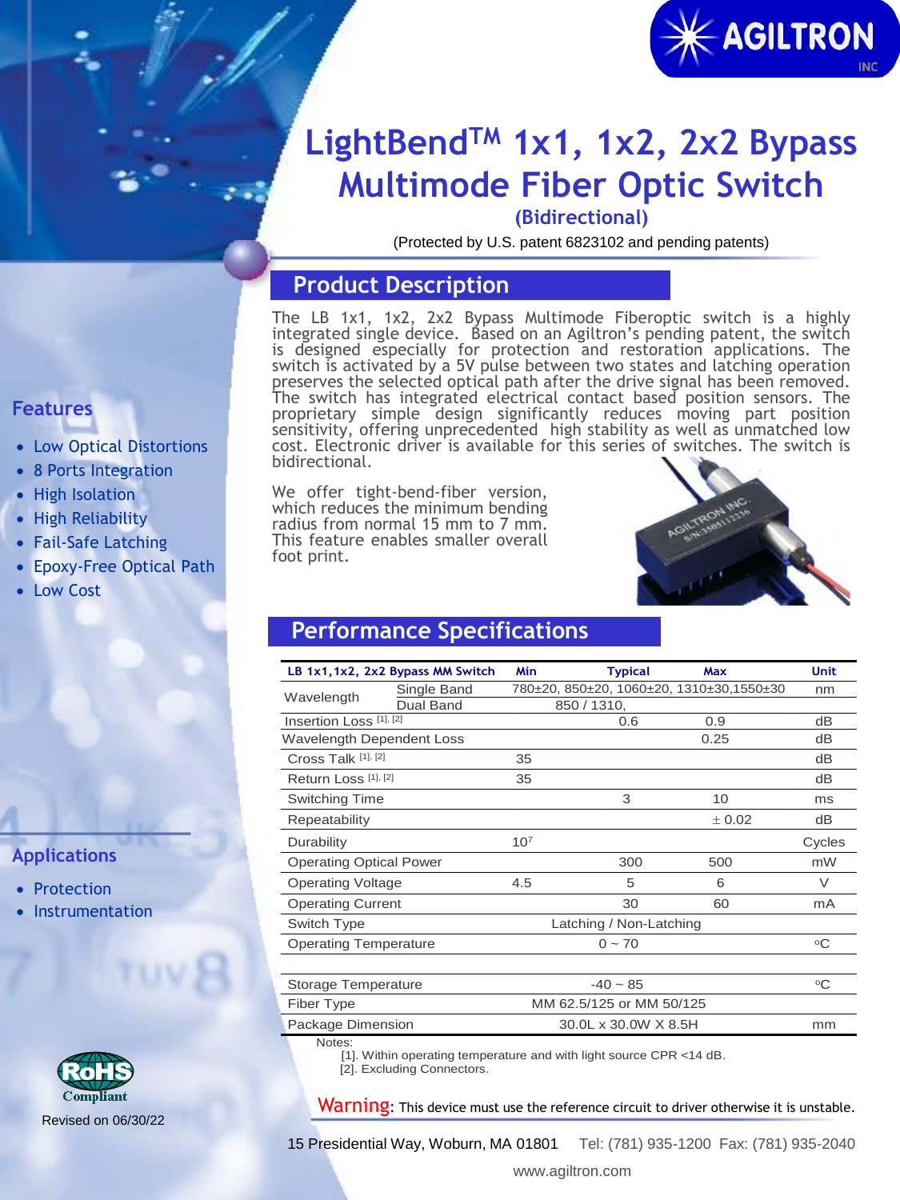AGILTRON INC

# LightBend™ 1x1, 1x2, 2x2 Bypass Multimode Fiber Optic Switch

### (Bidirectional)

(Protected by U.S. patent 6823102 and pending patents)

## Product Description

The LB 1x1, 1x2, 2x2 Bypass Multimode Fiberoptic switch is a highly integrated single device. Based on an Agiltron's pending patent, the switch is designed especially for protection and restoration applications. The switch is activated by a 5V pulse between two states and latching operation preserves the selected optical path after the drive signal has been removed. The switch has integrated electrical contact based position sensors. The proprietary simple design significantly reduces moving part position sensitivity, offering unprecedented high stability as well as unmatched low cost. Electronic driver is available for this series of switches. The switch is bidirectional.

We offer tight-bend-fiber version, which reduces the minimum bending radius from normal 15 mm to 7 mm. This feature enables smaller overall foot print.

## Features

- Low Optical Distortions
- 8 Ports Integration
- High Isolation
- High Reliability
- Fail-Safe Latching
- Epoxy-Free Optical Path
- Low Cost

## Applications

- Protection
- Instrumentation

## Performance Specifications

| LB 1x1,1x2, 2x2 Bypass MM Switch | | Min | Typical | Max | Unit |
|---|---|---|---|---|---|
| Wavelength | Single Band | 780±20, 850±20, 1060±20, 1310±30,1550±30 | | | nm |
| | Dual Band | 850 / 1310, | | | |
| Insertion Loss [1], [2] | | | 0.6 | 0.9 | dB |
| Wavelength Dependent Loss | | | | 0.25 | dB |
| Cross Talk [1], [2] | | 35 | | | dB |
| Return Loss [1], [2] | | 35 | | | dB |
| Switching Time | | | 3 | 10 | ms |
| Repeatability | | | | ± 0.02 | dB |
| Durability | | $10^7$ | | | Cycles |
| Operating Optical Power | | | 300 | 500 | mW |
| Operating Voltage | | 4.5 | 5 | 6 | V |
| Operating Current | | | 30 | 60 | mA |
| Switch Type | | Latching / Non-Latching | | | |
| Operating Temperature | | | 0 ~ 70 | | °C |
| Storage Temperature | | | -40 ~ 85 | | °C |
| Fiber Type | | MM 62.5/125 or MM 50/125 | | | |
| Package Dimension | | | 30.0L x 30.0W X 8.5H | | mm |

Notes:
[1]. Within operating temperature and with light source CPR <14 dB.
[2]. Excluding Connectors.

**Warning**: This device must use the reference circuit to driver otherwise it is unstable.

RoHS Compliant

Revised on 06/30/22

15 Presidential Way, Woburn, MA 01801 Tel: (781) 935-1200 Fax: (781) 935-2040

www.agiltron.com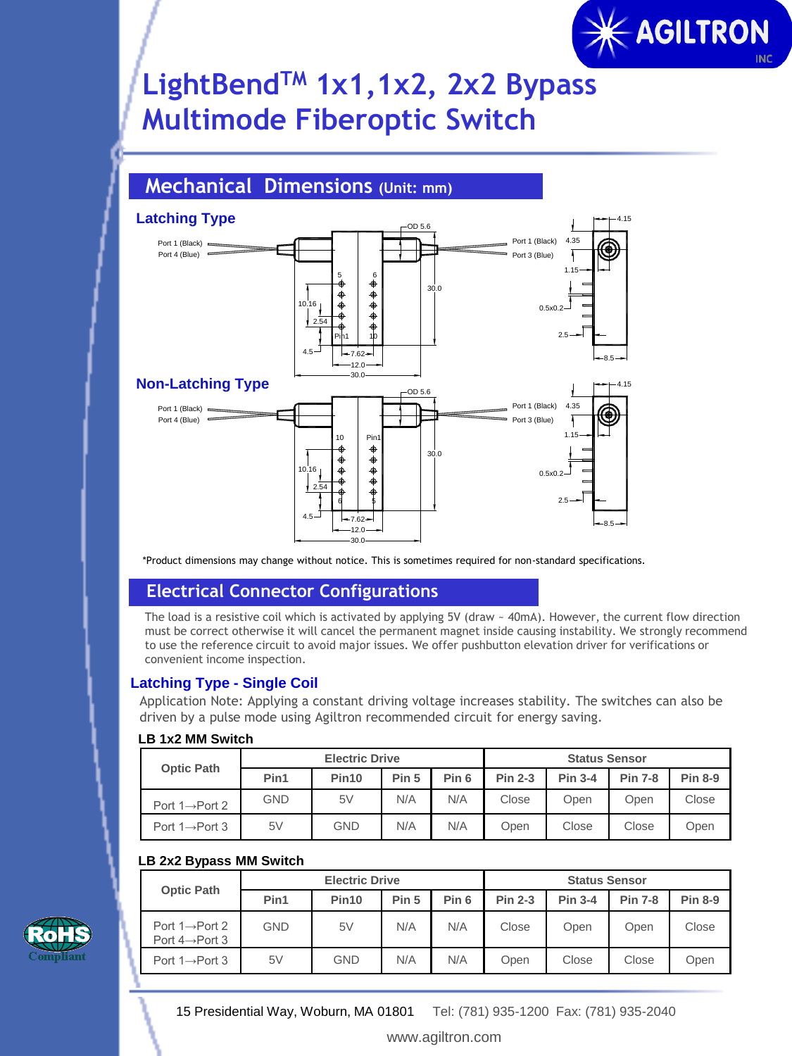# LightBend™ 1x1,1x2, 2x2 Bypass Multimode Fiberoptic Switch

## Mechanical Dimensions (Unit: mm)

### Latching Type

Port 1 (Black)
Port 4 (Blue)

Port 1 (Black)
Port 3 (Blue)

OD 5.6, 30.0, 10.16, 2.54, 4.5, 7.62, 12.0, 30.0, 5, 6, Pin1, 10, 4.15, 4.35, 1.15, 0.5x0.2, 2.5, 8.5

### Non-Latching Type

Port 1 (Black)
Port 4 (Blue)

Port 1 (Black)
Port 3 (Blue)

OD 5.6, 30.0, 10.16, 2.54, 4.5, 7.62, 12.0, 30.0, 10, Pin1, 6, 5, 4.15, 4.35, 1.15, 0.5x0.2, 2.5, 8.5

*Product dimensions may change without notice. This is sometimes required for non-standard specifications.

## Electrical Connector Configurations

The load is a resistive coil which is activated by applying 5V (draw ~ 40mA). However, the current flow direction must be correct otherwise it will cancel the permanent magnet inside causing instability. We strongly recommend to use the reference circuit to avoid major issues. We offer pushbutton elevation driver for verifications or convenient income inspection.

### Latching Type - Single Coil

Application Note: Applying a constant driving voltage increases stability. The switches can also be driven by a pulse mode using Agiltron recommended circuit for energy saving.

**LB 1x2 MM Switch**

| Optic Path | Electric Drive | | | | Status Sensor | | | |
|---|---|---|---|---|---|---|---|---|
| | Pin1 | Pin10 | Pin 5 | Pin 6 | Pin 2-3 | Pin 3-4 | Pin 7-8 | Pin 8-9 |
| Port 1→Port 2 | GND | 5V | N/A | N/A | Close | Open | Open | Close |
| Port 1→Port 3 | 5V | GND | N/A | N/A | Open | Close | Close | Open |

**LB 2x2 Bypass MM Switch**

| Optic Path | Electric Drive | | | | Status Sensor | | | |
|---|---|---|---|---|---|---|---|---|
| | Pin1 | Pin10 | Pin 5 | Pin 6 | Pin 2-3 | Pin 3-4 | Pin 7-8 | Pin 8-9 |
| Port 1→Port 2<br>Port 4→Port 3 | GND | 5V | N/A | N/A | Close | Open | Open | Close |
| Port 1→Port 3 | 5V | GND | N/A | N/A | Open | Close | Close | Open |

RoHS Compliant

15 Presidential Way, Woburn, MA 01801 Tel: (781) 935-1200 Fax: (781) 935-2040

www.agiltron.com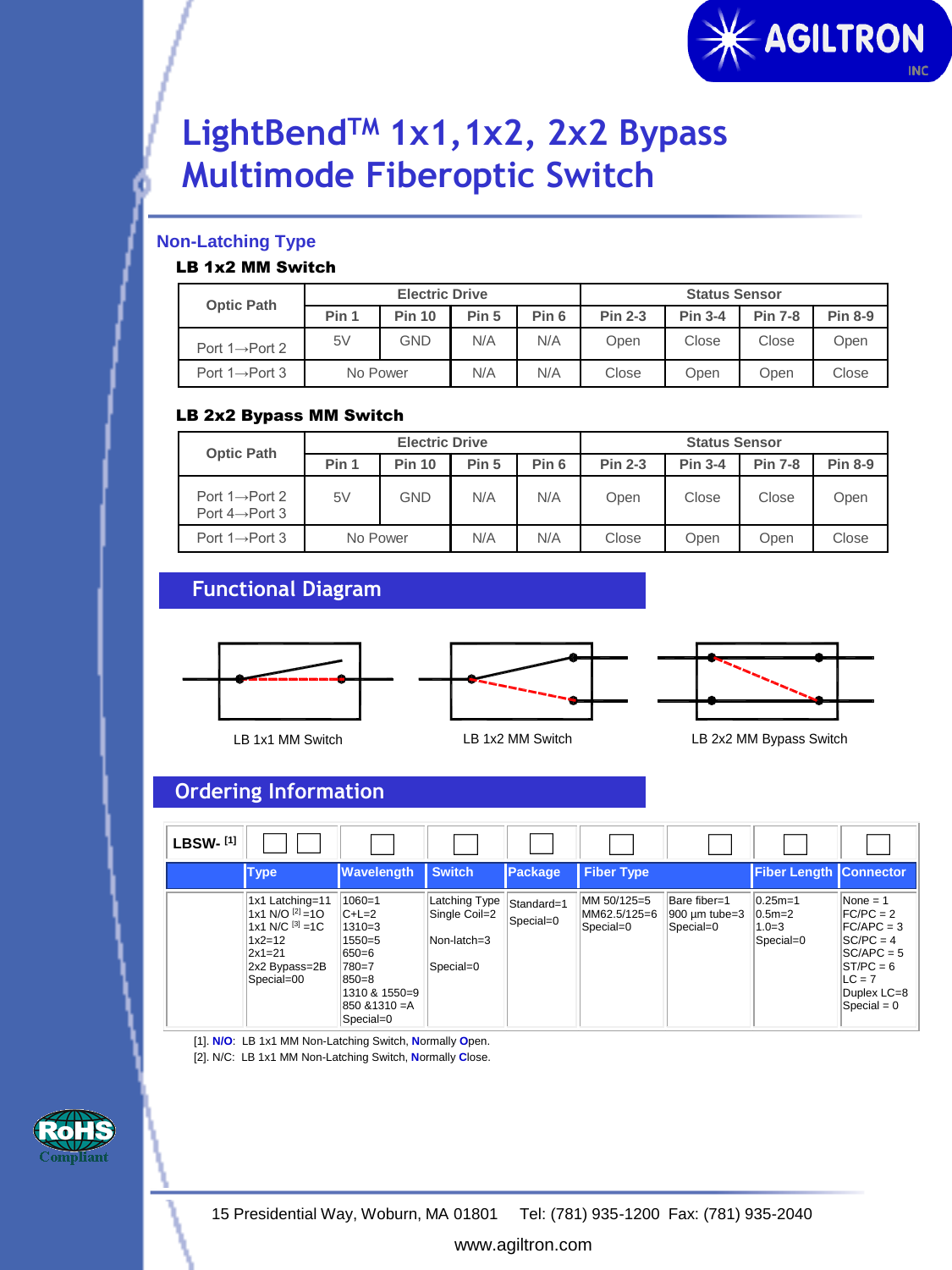# LightBend™ 1x1,1x2, 2x2 Bypass Multimode Fiberoptic Switch

## Non-Latching Type

### LB 1x2 MM Switch

| Optic Path | Electric Drive | | | | Status Sensor | | | |
|---|---|---|---|---|---|---|---|---|
| | Pin 1 | Pin 10 | Pin 5 | Pin 6 | Pin 2-3 | Pin 3-4 | Pin 7-8 | Pin 8-9 |
| Port 1→Port 2 | 5V | GND | N/A | N/A | Open | Close | Close | Open |
| Port 1→Port 3 | No Power | | N/A | N/A | Close | Open | Open | Close |

### LB 2x2 Bypass MM Switch

| Optic Path | Electric Drive | | | | Status Sensor | | | |
|---|---|---|---|---|---|---|---|---|
| | Pin 1 | Pin 10 | Pin 5 | Pin 6 | Pin 2-3 | Pin 3-4 | Pin 7-8 | Pin 8-9 |
| Port 1→Port 2<br>Port 4→Port 3 | 5V | GND | N/A | N/A | Open | Close | Close | Open |
| Port 1→Port 3 | No Power | | N/A | N/A | Close | Open | Open | Close |

## Functional Diagram

LB 1x1 MM Switch

LB 1x2 MM Switch

LB 2x2 MM Bypass Switch

## Ordering Information

| LBSW- [1] | □□ | □ | □ | □ | □ | □ | □ | □ |
|---|---|---|---|---|---|---|---|---|
| | Type | Wavelength | Switch | Package | Fiber Type | | Fiber Length | Connector |
| | 1x1 Latching=11<br>1x1 N/O [2] =1O<br>1x1 N/C [3] =1C<br>1x2=12<br>2x1=21<br>2x2 Bypass=2B<br>Special=00 | 1060=1<br>C+L=2<br>1310=3<br>1550=5<br>650=6<br>780=7<br>850=8<br>1310 & 1550=9<br>850 &1310 =A<br>Special=0 | Latching Type<br>Single Coil=2<br><br>Non-latch=3<br><br>Special=0 | Standard=1<br>Special=0 | MM 50/125=5<br>MM62.5/125=6<br>Special=0 | Bare fiber=1<br>900 µm tube=3<br>Special=0 | 0.25m=1<br>0.5m=2<br>1.0=3<br>Special=0 | None = 1<br>FC/PC = 2<br>FC/APC = 3<br>SC/PC = 4<br>SC/APC = 5<br>ST/PC = 6<br>LC = 7<br>Duplex LC=8<br>Special = 0 |

[1]. **N/O**: LB 1x1 MM Non-Latching Switch, **N**ormally **O**pen.

[2]. N/C: LB 1x1 MM Non-Latching Switch, **N**ormally **C**lose.

RoHS Compliant

15 Presidential Way, Woburn, MA 01801 Tel: (781) 935-1200 Fax: (781) 935-2040

www.agiltron.com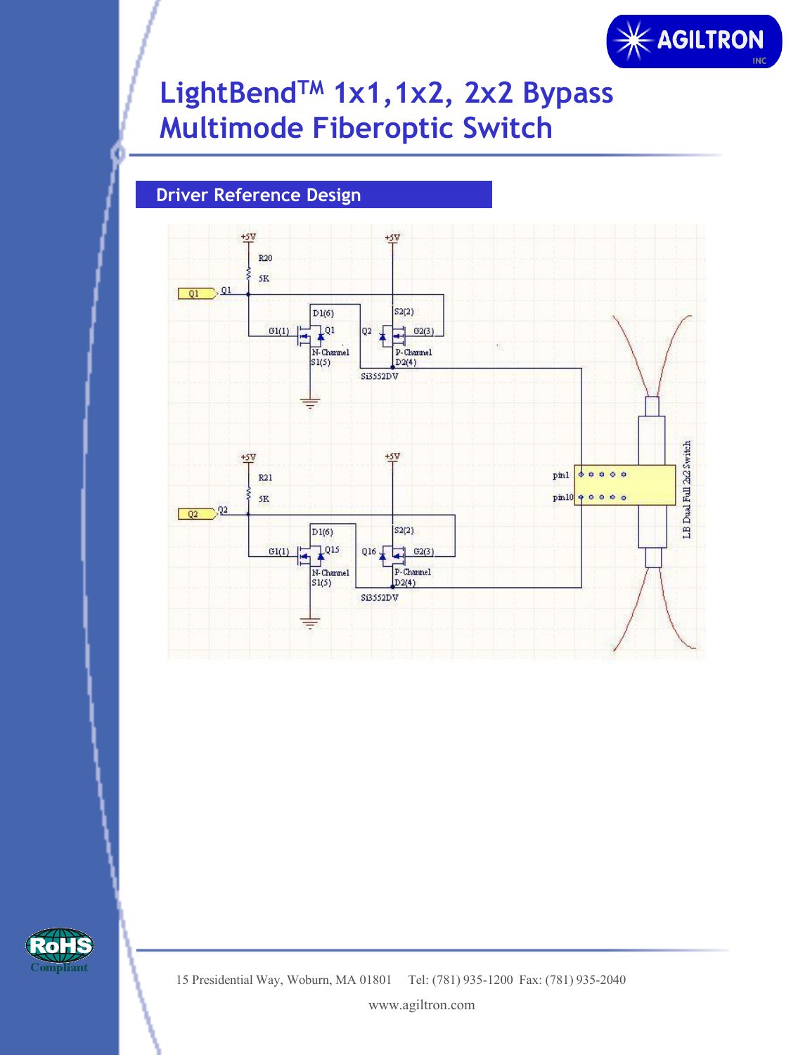# LightBend™ 1x1,1x2, 2x2 Bypass Multimode Fiberoptic Switch

## Driver Reference Design

+5V

R20

5K

Q1

Q1

D1(6)

G1(1)

Q1

N-Channel

S1(5)

+5V

S2(2)

Q2

G2(3)

P-Channel

D2(4)

Si3552DV

+5V

R21

5K

Q2

Q2

D1(6)

G1(1)

Q15

N-Channel

S1(5)

+5V

S2(2)

Q16

G2(3)

P-Channel

D2(4)

Si3552DV

pin1

pin10

LB Dual Full 2x2 Switch

15 Presidential Way, Woburn, MA 01801 Tel: (781) 935-1200 Fax: (781) 935-2040

www.agiltron.com